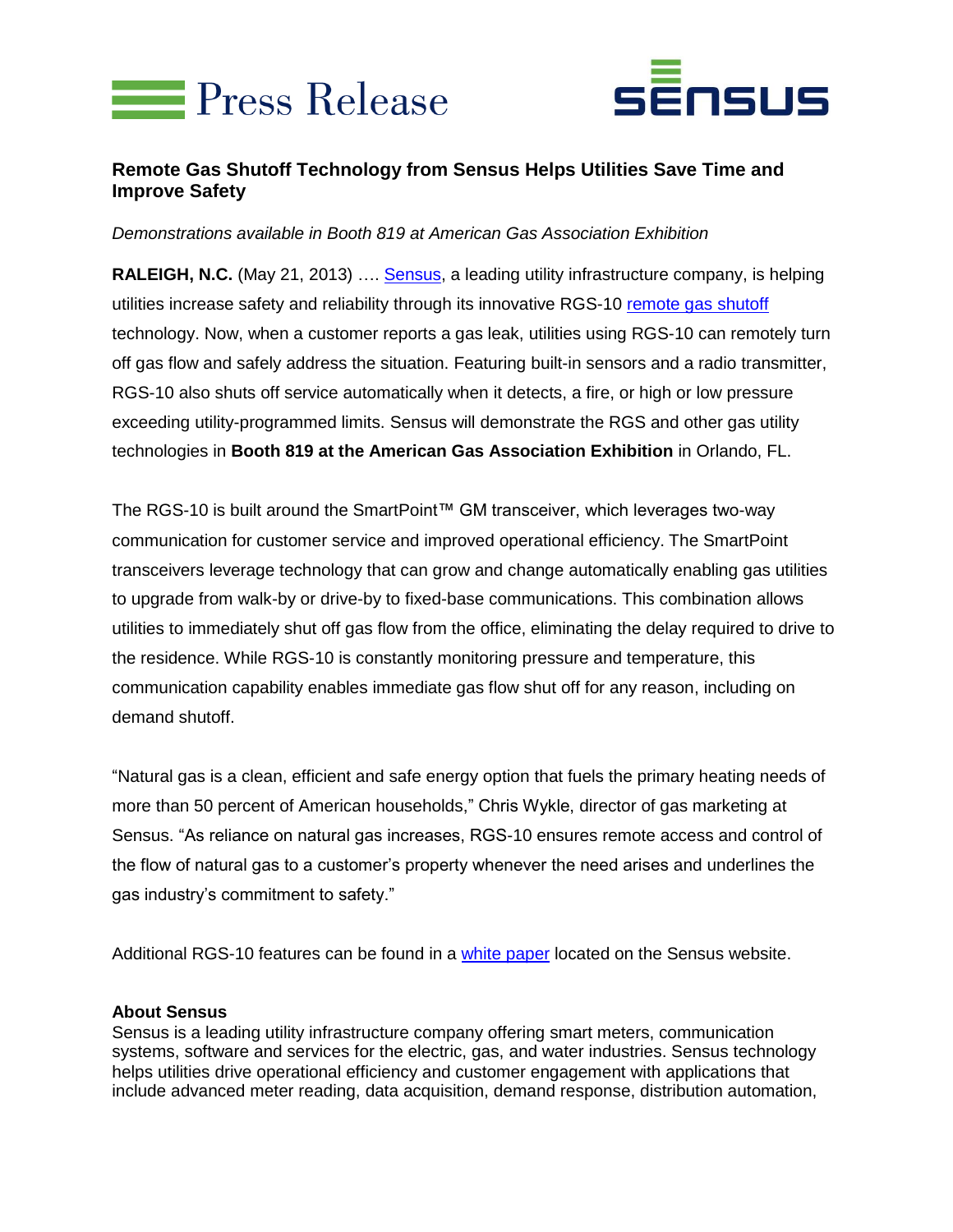# Press Release

SENSUS

## Remote Gas Shutoff Technology from Sensus Helps Utilities Save Time and Improve Safety

*Demonstrations available in Booth 819 at American Gas Association Exhibition*

**RALEIGH, N.C.** (May 21, 2013) …. Sensus, a leading utility infrastructure company, is helping utilities increase safety and reliability through its innovative RGS-10 remote gas shutoff technology. Now, when a customer reports a gas leak, utilities using RGS-10 can remotely turn off gas flow and safely address the situation. Featuring built-in sensors and a radio transmitter, RGS-10 also shuts off service automatically when it detects, a fire, or high or low pressure exceeding utility-programmed limits. Sensus will demonstrate the RGS and other gas utility technologies in **Booth 819 at the American Gas Association Exhibition** in Orlando, FL.

The RGS-10 is built around the SmartPoint™ GM transceiver, which leverages two-way communication for customer service and improved operational efficiency. The SmartPoint transceivers leverage technology that can grow and change automatically enabling gas utilities to upgrade from walk-by or drive-by to fixed-base communications. This combination allows utilities to immediately shut off gas flow from the office, eliminating the delay required to drive to the residence. While RGS-10 is constantly monitoring pressure and temperature, this communication capability enables immediate gas flow shut off for any reason, including on demand shutoff.

"Natural gas is a clean, efficient and safe energy option that fuels the primary heating needs of more than 50 percent of American households," Chris Wykle, director of gas marketing at Sensus. "As reliance on natural gas increases, RGS-10 ensures remote access and control of the flow of natural gas to a customer's property whenever the need arises and underlines the gas industry's commitment to safety."

Additional RGS-10 features can be found in a white paper located on the Sensus website.

**About Sensus**
Sensus is a leading utility infrastructure company offering smart meters, communication systems, software and services for the electric, gas, and water industries. Sensus technology helps utilities drive operational efficiency and customer engagement with applications that include advanced meter reading, data acquisition, demand response, distribution automation,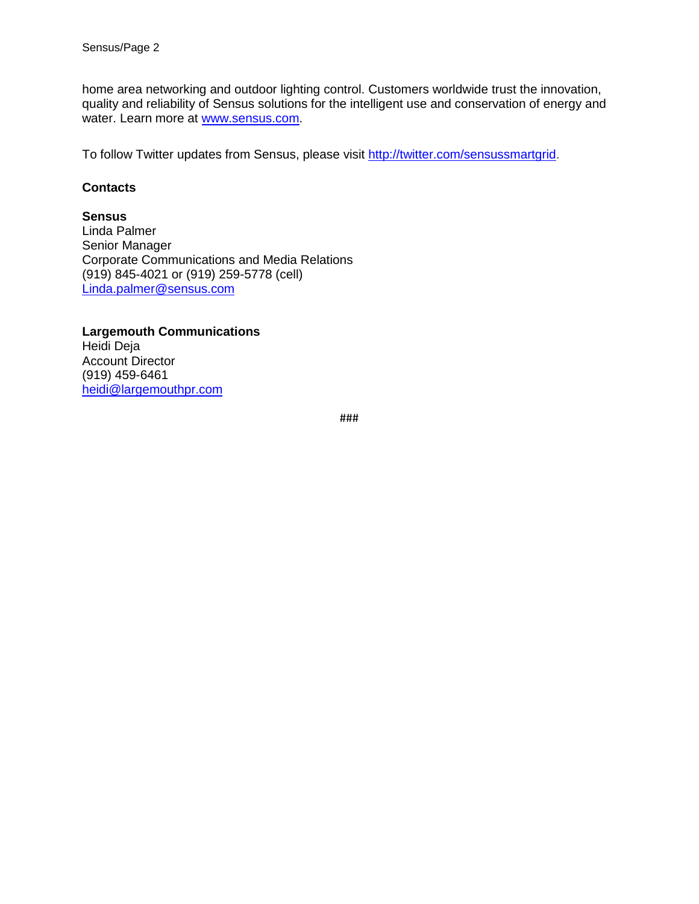home area networking and outdoor lighting control. Customers worldwide trust the innovation, quality and reliability of Sensus solutions for the intelligent use and conservation of energy and water. Learn more at www.sensus.com.

To follow Twitter updates from Sensus, please visit http://twitter.com/sensussmartgrid.

**Contacts**

**Sensus**
Linda Palmer
Senior Manager
Corporate Communications and Media Relations
(919) 845-4021 or (919) 259-5778 (cell)
Linda.palmer@sensus.com

**Largemouth Communications**
Heidi Deja
Account Director
(919) 459-6461
heidi@largemouthpr.com

###